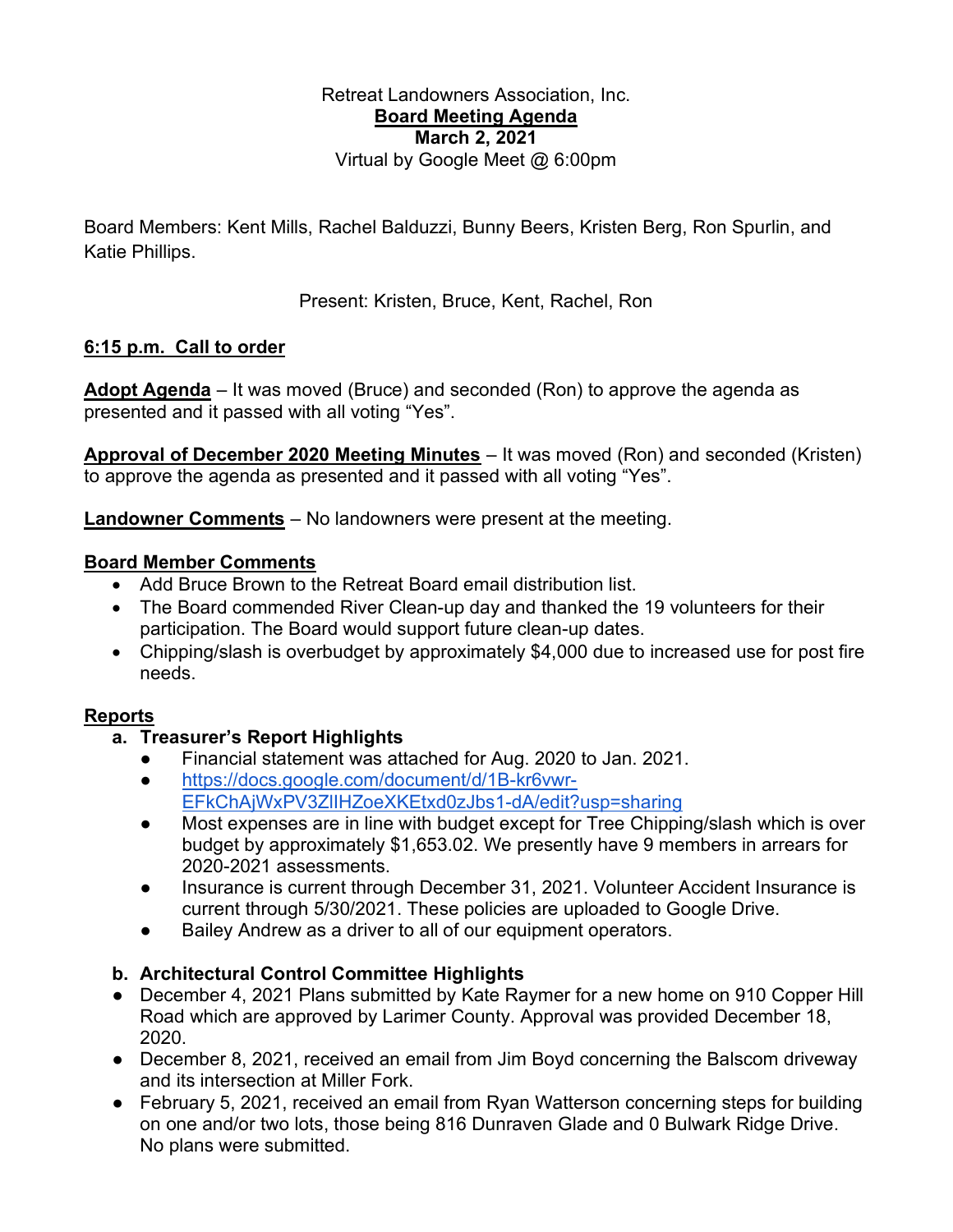Retreat Landowners Association, Inc.
**Board Meeting Agenda**
**March 2, 2021**
Virtual by Google Meet @ 6:00pm

Board Members: Kent Mills, Rachel Balduzzi, Bunny Beers, Kristen Berg, Ron Spurlin, and Katie Phillips.

Present: Kristen, Bruce, Kent, Rachel, Ron

**6:15 p.m. Call to order**

**Adopt Agenda** – It was moved (Bruce) and seconded (Ron) to approve the agenda as presented and it passed with all voting "Yes".

**Approval of December 2020 Meeting Minutes** – It was moved (Ron) and seconded (Kristen) to approve the agenda as presented and it passed with all voting "Yes".

**Landowner Comments** – No landowners were present at the meeting.

**Board Member Comments**

- Add Bruce Brown to the Retreat Board email distribution list.
- The Board commended River Clean-up day and thanked the 19 volunteers for their participation. The Board would support future clean-up dates.
- Chipping/slash is overbudget by approximately $4,000 due to increased use for post fire needs.

**Reports**

a. **Treasurer's Report Highlights**
   - Financial statement was attached for Aug. 2020 to Jan. 2021.
   - https://docs.google.com/document/d/1B-kr6vwr-EFkChAjWxPV3ZlIHZoeXKEtxd0zJbs1-dA/edit?usp=sharing
   - Most expenses are in line with budget except for Tree Chipping/slash which is over budget by approximately $1,653.02. We presently have 9 members in arrears for 2020-2021 assessments.
   - Insurance is current through December 31, 2021. Volunteer Accident Insurance is current through 5/30/2021. These policies are uploaded to Google Drive.
   - Bailey Andrew as a driver to all of our equipment operators.

b. **Architectural Control Committee Highlights**

- December 4, 2021 Plans submitted by Kate Raymer for a new home on 910 Copper Hill Road which are approved by Larimer County. Approval was provided December 18, 2020.
- December 8, 2021, received an email from Jim Boyd concerning the Balscom driveway and its intersection at Miller Fork.
- February 5, 2021, received an email from Ryan Watterson concerning steps for building on one and/or two lots, those being 816 Dunraven Glade and 0 Bulwark Ridge Drive. No plans were submitted.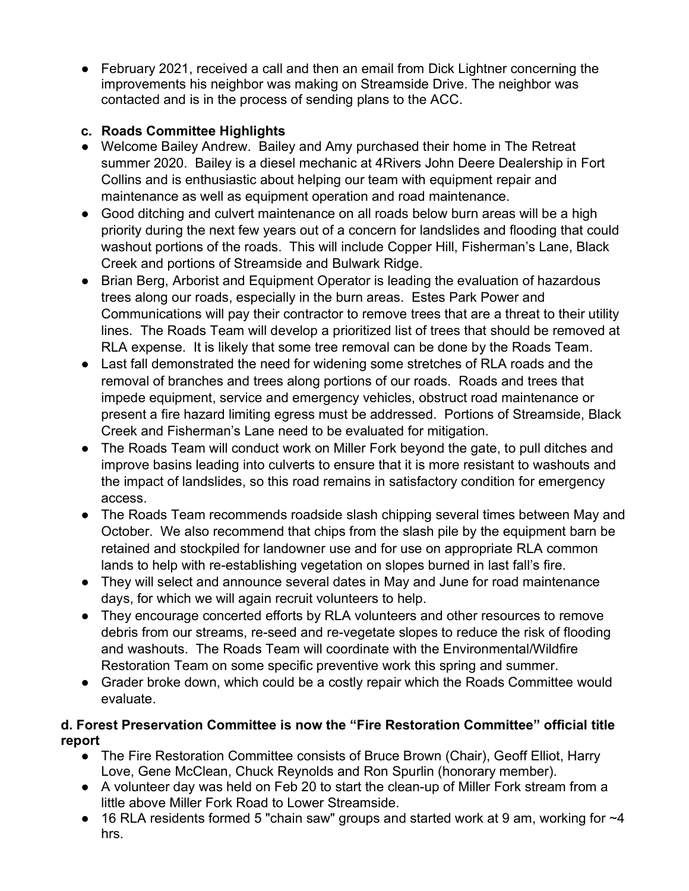- February 2021, received a call and then an email from Dick Lightner concerning the improvements his neighbor was making on Streamside Drive. The neighbor was contacted and is in the process of sending plans to the ACC.

### c. Roads Committee Highlights

- Welcome Bailey Andrew. Bailey and Amy purchased their home in The Retreat summer 2020. Bailey is a diesel mechanic at 4Rivers John Deere Dealership in Fort Collins and is enthusiastic about helping our team with equipment repair and maintenance as well as equipment operation and road maintenance.
- Good ditching and culvert maintenance on all roads below burn areas will be a high priority during the next few years out of a concern for landslides and flooding that could washout portions of the roads. This will include Copper Hill, Fisherman's Lane, Black Creek and portions of Streamside and Bulwark Ridge.
- Brian Berg, Arborist and Equipment Operator is leading the evaluation of hazardous trees along our roads, especially in the burn areas. Estes Park Power and Communications will pay their contractor to remove trees that are a threat to their utility lines. The Roads Team will develop a prioritized list of trees that should be removed at RLA expense. It is likely that some tree removal can be done by the Roads Team.
- Last fall demonstrated the need for widening some stretches of RLA roads and the removal of branches and trees along portions of our roads. Roads and trees that impede equipment, service and emergency vehicles, obstruct road maintenance or present a fire hazard limiting egress must be addressed. Portions of Streamside, Black Creek and Fisherman's Lane need to be evaluated for mitigation.
- The Roads Team will conduct work on Miller Fork beyond the gate, to pull ditches and improve basins leading into culverts to ensure that it is more resistant to washouts and the impact of landslides, so this road remains in satisfactory condition for emergency access.
- The Roads Team recommends roadside slash chipping several times between May and October. We also recommend that chips from the slash pile by the equipment barn be retained and stockpiled for landowner use and for use on appropriate RLA common lands to help with re-establishing vegetation on slopes burned in last fall's fire.
- They will select and announce several dates in May and June for road maintenance days, for which we will again recruit volunteers to help.
- They encourage concerted efforts by RLA volunteers and other resources to remove debris from our streams, re-seed and re-vegetate slopes to reduce the risk of flooding and washouts. The Roads Team will coordinate with the Environmental/Wildfire Restoration Team on some specific preventive work this spring and summer.
- Grader broke down, which could be a costly repair which the Roads Committee would evaluate.

### d. Forest Preservation Committee is now the "Fire Restoration Committee" official title report

- The Fire Restoration Committee consists of Bruce Brown (Chair), Geoff Elliot, Harry Love, Gene McClean, Chuck Reynolds and Ron Spurlin (honorary member).
- A volunteer day was held on Feb 20 to start the clean-up of Miller Fork stream from a little above Miller Fork Road to Lower Streamside.
- 16 RLA residents formed 5 "chain saw" groups and started work at 9 am, working for ~4 hrs.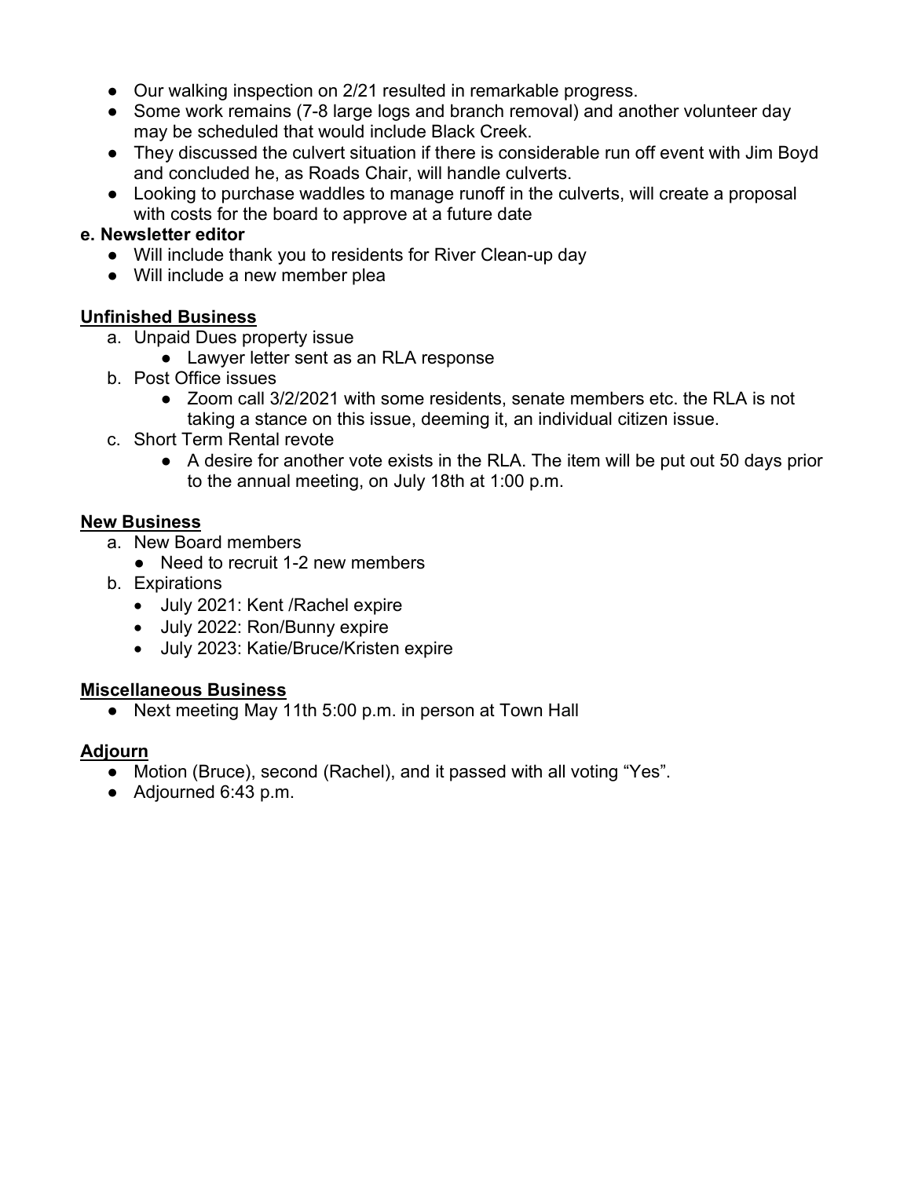- Our walking inspection on 2/21 resulted in remarkable progress.
- Some work remains (7-8 large logs and branch removal) and another volunteer day may be scheduled that would include Black Creek.
- They discussed the culvert situation if there is considerable run off event with Jim Boyd and concluded he, as Roads Chair, will handle culverts.
- Looking to purchase waddles to manage runoff in the culverts, will create a proposal with costs for the board to approve at a future date

**e. Newsletter editor**

- Will include thank you to residents for River Clean-up day
- Will include a new member plea

## Unfinished Business

a. Unpaid Dues property issue
   - Lawyer letter sent as an RLA response
b. Post Office issues
   - Zoom call 3/2/2021 with some residents, senate members etc. the RLA is not taking a stance on this issue, deeming it, an individual citizen issue.
c. Short Term Rental revote
   - A desire for another vote exists in the RLA. The item will be put out 50 days prior to the annual meeting, on July 18th at 1:00 p.m.

## New Business

a. New Board members
   - Need to recruit 1-2 new members
b. Expirations
   - July 2021: Kent /Rachel expire
   - July 2022: Ron/Bunny expire
   - July 2023: Katie/Bruce/Kristen expire

## Miscellaneous Business

- Next meeting May 11th 5:00 p.m. in person at Town Hall

## Adjourn

- Motion (Bruce), second (Rachel), and it passed with all voting "Yes".
- Adjourned 6:43 p.m.